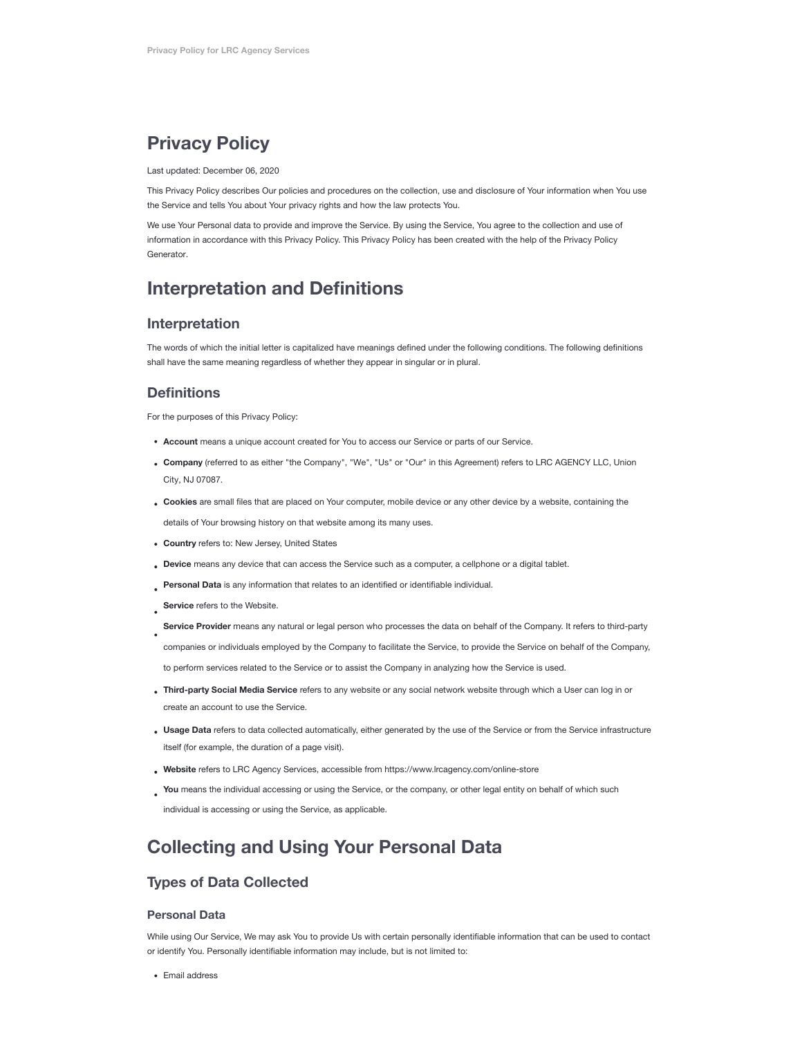# Privacy Policy

Last updated: December 06, 2020

This Privacy Policy describes Our policies and procedures on the collection, use and disclosure of Your information when You use the Service and tells You about Your privacy rights and how the law protects You.

We use Your Personal data to provide and improve the Service. By using the Service, You agree to the collection and use of information in accordance with this Privacy Policy. This Privacy Policy has been created with the help of the Privacy Policy Generator.

# Interpretation and Definitions

## Interpretation

The words of which the initial letter is capitalized have meanings defined under the following conditions. The following definitions shall have the same meaning regardless of whether they appear in singular or in plural.

## Definitions

For the purposes of this Privacy Policy:

- **Account** means a unique account created for You to access our Service or parts of our Service.
- **Company** (referred to as either "the Company", "We", "Us" or "Our" in this Agreement) refers to LRC AGENCY LLC, Union City, NJ 07087.
- **Cookies** are small files that are placed on Your computer, mobile device or any other device by a website, containing the details of Your browsing history on that website among its many uses.
- **Country** refers to: New Jersey, United States
- **Device** means any device that can access the Service such as a computer, a cellphone or a digital tablet.
- **Personal Data** is any information that relates to an identified or identifiable individual.
- **Service** refers to the Website.
- **Service Provider** means any natural or legal person who processes the data on behalf of the Company. It refers to third-party companies or individuals employed by the Company to facilitate the Service, to provide the Service on behalf of the Company, to perform services related to the Service or to assist the Company in analyzing how the Service is used.
- **Third-party Social Media Service** refers to any website or any social network website through which a User can log in or create an account to use the Service.
- **Usage Data** refers to data collected automatically, either generated by the use of the Service or from the Service infrastructure itself (for example, the duration of a page visit).
- **Website** refers to LRC Agency Services, accessible from https://www.lrcagency.com/online-store
- **You** means the individual accessing or using the Service, or the company, or other legal entity on behalf of which such individual is accessing or using the Service, as applicable.

# Collecting and Using Your Personal Data

## Types of Data Collected

### Personal Data

While using Our Service, We may ask You to provide Us with certain personally identifiable information that can be used to contact or identify You. Personally identifiable information may include, but is not limited to:

- Email address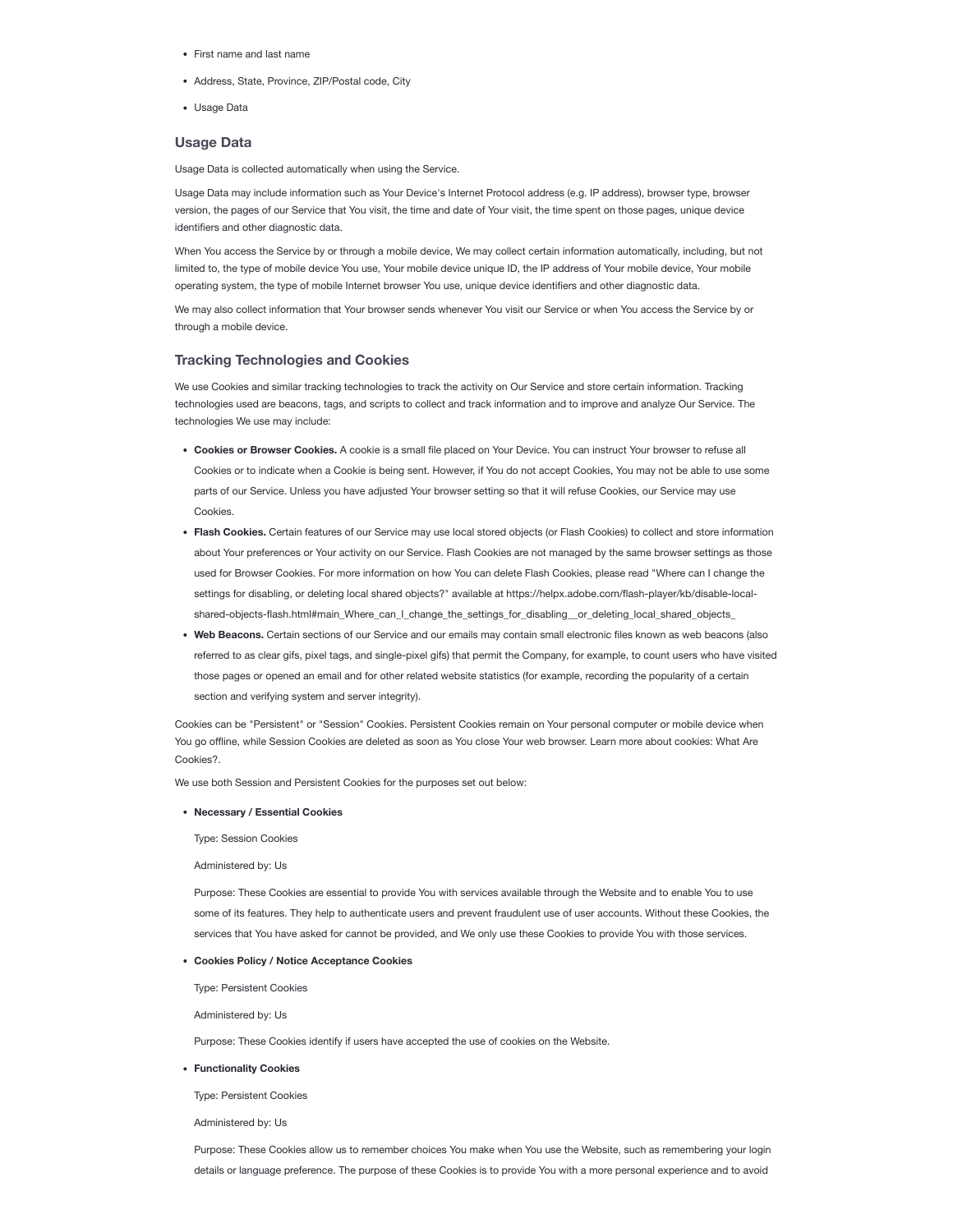- First name and last name
- Address, State, Province, ZIP/Postal code, City
- Usage Data

### Usage Data

Usage Data is collected automatically when using the Service.

Usage Data may include information such as Your Device's Internet Protocol address (e.g. IP address), browser type, browser version, the pages of our Service that You visit, the time and date of Your visit, the time spent on those pages, unique device identifiers and other diagnostic data.

When You access the Service by or through a mobile device, We may collect certain information automatically, including, but not limited to, the type of mobile device You use, Your mobile device unique ID, the IP address of Your mobile device, Your mobile operating system, the type of mobile Internet browser You use, unique device identifiers and other diagnostic data.

We may also collect information that Your browser sends whenever You visit our Service or when You access the Service by or through a mobile device.

### Tracking Technologies and Cookies

We use Cookies and similar tracking technologies to track the activity on Our Service and store certain information. Tracking technologies used are beacons, tags, and scripts to collect and track information and to improve and analyze Our Service. The technologies We use may include:

- **Cookies or Browser Cookies.** A cookie is a small file placed on Your Device. You can instruct Your browser to refuse all Cookies or to indicate when a Cookie is being sent. However, if You do not accept Cookies, You may not be able to use some parts of our Service. Unless you have adjusted Your browser setting so that it will refuse Cookies, our Service may use Cookies.
- **Flash Cookies.** Certain features of our Service may use local stored objects (or Flash Cookies) to collect and store information about Your preferences or Your activity on our Service. Flash Cookies are not managed by the same browser settings as those used for Browser Cookies. For more information on how You can delete Flash Cookies, please read "Where can I change the settings for disabling, or deleting local shared objects?" available at https://helpx.adobe.com/flash-player/kb/disable-local-shared-objects-flash.html#main_Where_can_I_change_the_settings_for_disabling__or_deleting_local_shared_objects_
- **Web Beacons.** Certain sections of our Service and our emails may contain small electronic files known as web beacons (also referred to as clear gifs, pixel tags, and single-pixel gifs) that permit the Company, for example, to count users who have visited those pages or opened an email and for other related website statistics (for example, recording the popularity of a certain section and verifying system and server integrity).

Cookies can be "Persistent" or "Session" Cookies. Persistent Cookies remain on Your personal computer or mobile device when You go offline, while Session Cookies are deleted as soon as You close Your web browser. Learn more about cookies: What Are Cookies?.

We use both Session and Persistent Cookies for the purposes set out below:

- **Necessary / Essential Cookies**

  Type: Session Cookies

  Administered by: Us

  Purpose: These Cookies are essential to provide You with services available through the Website and to enable You to use some of its features. They help to authenticate users and prevent fraudulent use of user accounts. Without these Cookies, the services that You have asked for cannot be provided, and We only use these Cookies to provide You with those services.

- **Cookies Policy / Notice Acceptance Cookies**

  Type: Persistent Cookies

  Administered by: Us

  Purpose: These Cookies identify if users have accepted the use of cookies on the Website.

- **Functionality Cookies**

  Type: Persistent Cookies

  Administered by: Us

  Purpose: These Cookies allow us to remember choices You make when You use the Website, such as remembering your login details or language preference. The purpose of these Cookies is to provide You with a more personal experience and to avoid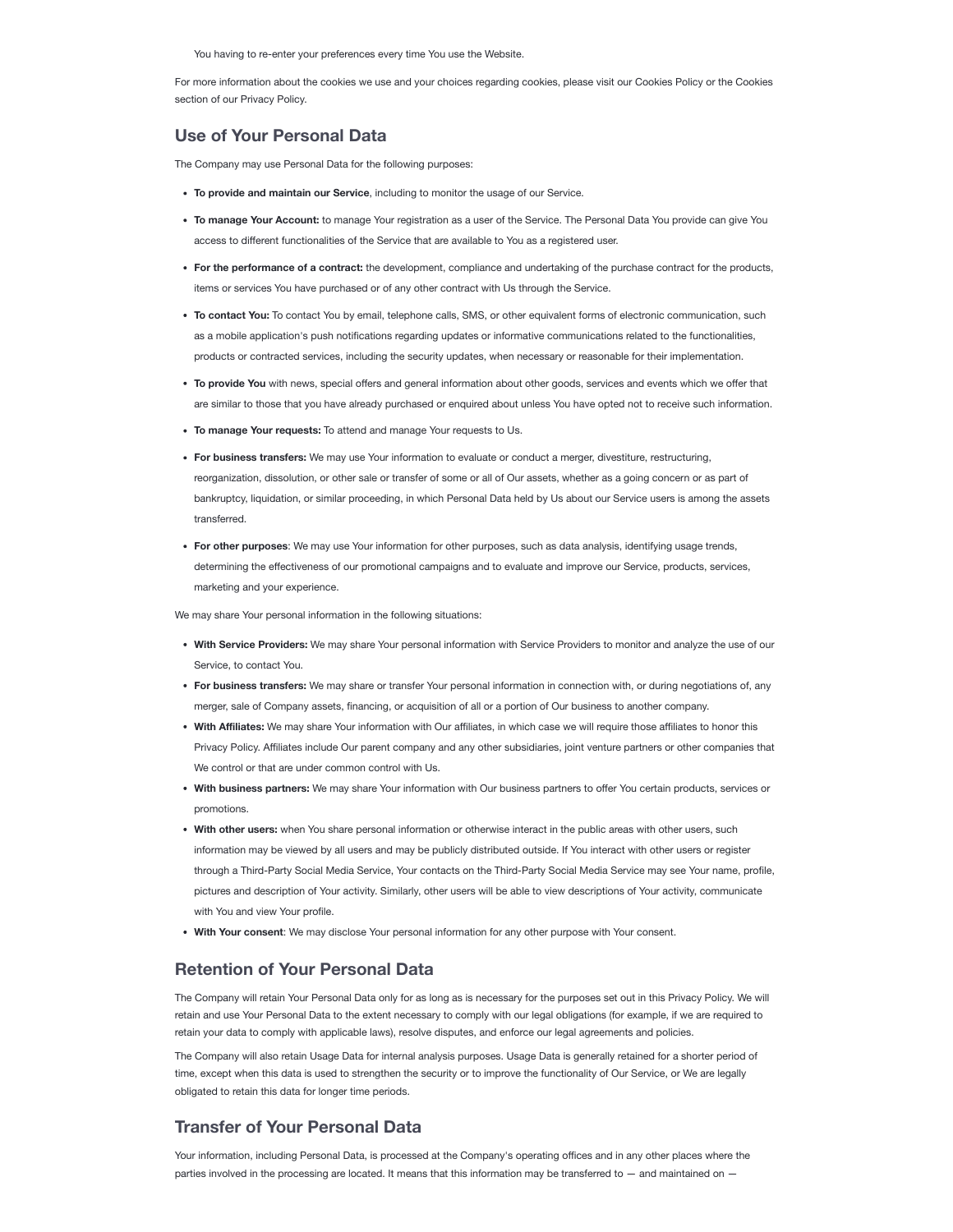You having to re-enter your preferences every time You use the Website.

For more information about the cookies we use and your choices regarding cookies, please visit our Cookies Policy or the Cookies section of our Privacy Policy.

## Use of Your Personal Data

The Company may use Personal Data for the following purposes:

- **To provide and maintain our Service**, including to monitor the usage of our Service.
- **To manage Your Account:** to manage Your registration as a user of the Service. The Personal Data You provide can give You access to different functionalities of the Service that are available to You as a registered user.
- **For the performance of a contract:** the development, compliance and undertaking of the purchase contract for the products, items or services You have purchased or of any other contract with Us through the Service.
- **To contact You:** To contact You by email, telephone calls, SMS, or other equivalent forms of electronic communication, such as a mobile application's push notifications regarding updates or informative communications related to the functionalities, products or contracted services, including the security updates, when necessary or reasonable for their implementation.
- **To provide You** with news, special offers and general information about other goods, services and events which we offer that are similar to those that you have already purchased or enquired about unless You have opted not to receive such information.
- **To manage Your requests:** To attend and manage Your requests to Us.
- **For business transfers:** We may use Your information to evaluate or conduct a merger, divestiture, restructuring, reorganization, dissolution, or other sale or transfer of some or all of Our assets, whether as a going concern or as part of bankruptcy, liquidation, or similar proceeding, in which Personal Data held by Us about our Service users is among the assets transferred.
- **For other purposes**: We may use Your information for other purposes, such as data analysis, identifying usage trends, determining the effectiveness of our promotional campaigns and to evaluate and improve our Service, products, services, marketing and your experience.

We may share Your personal information in the following situations:

- **With Service Providers:** We may share Your personal information with Service Providers to monitor and analyze the use of our Service, to contact You.
- **For business transfers:** We may share or transfer Your personal information in connection with, or during negotiations of, any merger, sale of Company assets, financing, or acquisition of all or a portion of Our business to another company.
- **With Affiliates:** We may share Your information with Our affiliates, in which case we will require those affiliates to honor this Privacy Policy. Affiliates include Our parent company and any other subsidiaries, joint venture partners or other companies that We control or that are under common control with Us.
- **With business partners:** We may share Your information with Our business partners to offer You certain products, services or promotions.
- **With other users:** when You share personal information or otherwise interact in the public areas with other users, such information may be viewed by all users and may be publicly distributed outside. If You interact with other users or register through a Third-Party Social Media Service, Your contacts on the Third-Party Social Media Service may see Your name, profile, pictures and description of Your activity. Similarly, other users will be able to view descriptions of Your activity, communicate with You and view Your profile.
- **With Your consent**: We may disclose Your personal information for any other purpose with Your consent.

## Retention of Your Personal Data

The Company will retain Your Personal Data only for as long as is necessary for the purposes set out in this Privacy Policy. We will retain and use Your Personal Data to the extent necessary to comply with our legal obligations (for example, if we are required to retain your data to comply with applicable laws), resolve disputes, and enforce our legal agreements and policies.

The Company will also retain Usage Data for internal analysis purposes. Usage Data is generally retained for a shorter period of time, except when this data is used to strengthen the security or to improve the functionality of Our Service, or We are legally obligated to retain this data for longer time periods.

## Transfer of Your Personal Data

Your information, including Personal Data, is processed at the Company's operating offices and in any other places where the parties involved in the processing are located. It means that this information may be transferred to — and maintained on —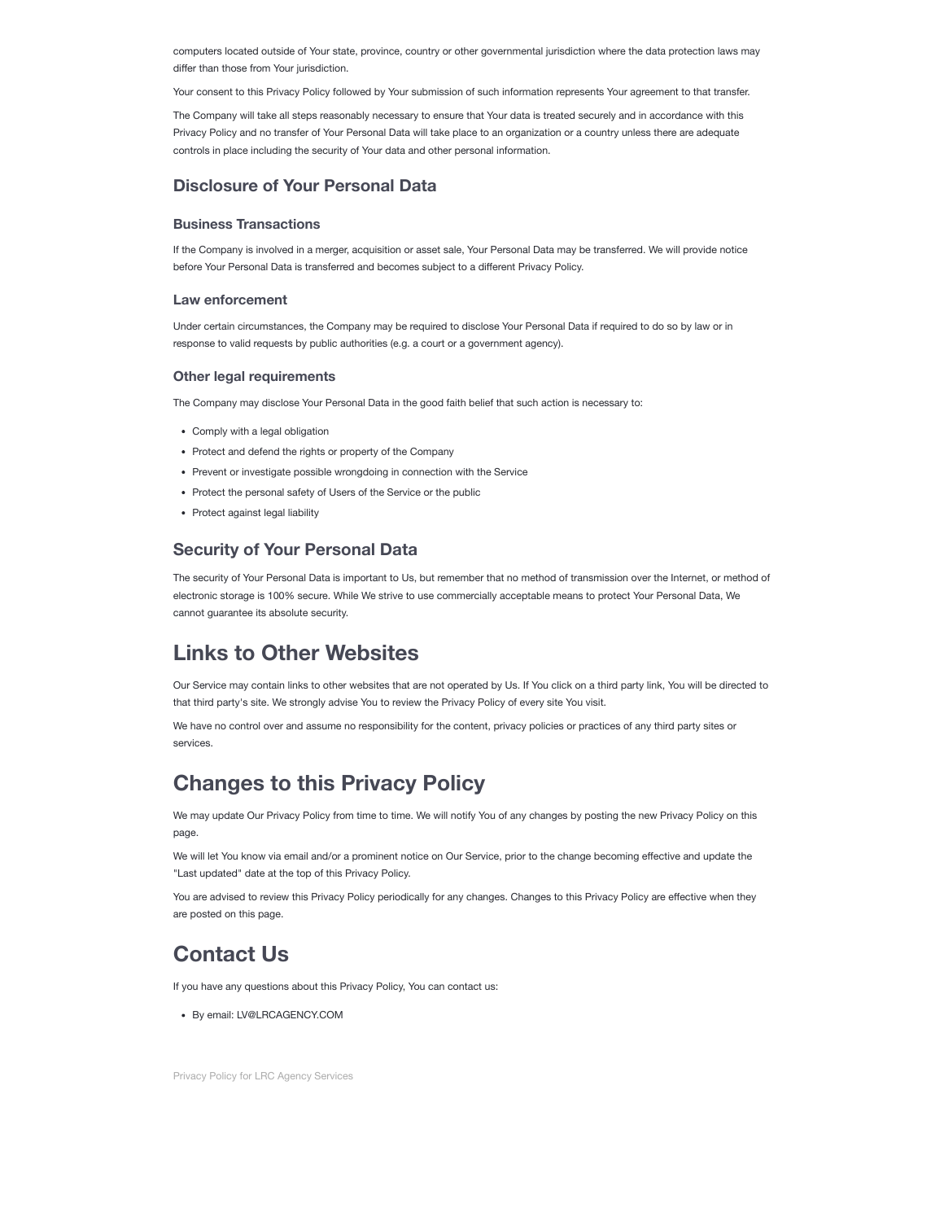computers located outside of Your state, province, country or other governmental jurisdiction where the data protection laws may differ than those from Your jurisdiction.

Your consent to this Privacy Policy followed by Your submission of such information represents Your agreement to that transfer.

The Company will take all steps reasonably necessary to ensure that Your data is treated securely and in accordance with this Privacy Policy and no transfer of Your Personal Data will take place to an organization or a country unless there are adequate controls in place including the security of Your data and other personal information.

## Disclosure of Your Personal Data

### Business Transactions

If the Company is involved in a merger, acquisition or asset sale, Your Personal Data may be transferred. We will provide notice before Your Personal Data is transferred and becomes subject to a different Privacy Policy.

### Law enforcement

Under certain circumstances, the Company may be required to disclose Your Personal Data if required to do so by law or in response to valid requests by public authorities (e.g. a court or a government agency).

### Other legal requirements

The Company may disclose Your Personal Data in the good faith belief that such action is necessary to:

- Comply with a legal obligation
- Protect and defend the rights or property of the Company
- Prevent or investigate possible wrongdoing in connection with the Service
- Protect the personal safety of Users of the Service or the public
- Protect against legal liability

## Security of Your Personal Data

The security of Your Personal Data is important to Us, but remember that no method of transmission over the Internet, or method of electronic storage is 100% secure. While We strive to use commercially acceptable means to protect Your Personal Data, We cannot guarantee its absolute security.

# Links to Other Websites

Our Service may contain links to other websites that are not operated by Us. If You click on a third party link, You will be directed to that third party's site. We strongly advise You to review the Privacy Policy of every site You visit.

We have no control over and assume no responsibility for the content, privacy policies or practices of any third party sites or services.

# Changes to this Privacy Policy

We may update Our Privacy Policy from time to time. We will notify You of any changes by posting the new Privacy Policy on this page.

We will let You know via email and/or a prominent notice on Our Service, prior to the change becoming effective and update the "Last updated" date at the top of this Privacy Policy.

You are advised to review this Privacy Policy periodically for any changes. Changes to this Privacy Policy are effective when they are posted on this page.

# Contact Us

If you have any questions about this Privacy Policy, You can contact us:

- By email: LV@LRCAGENCY.COM

Privacy Policy for LRC Agency Services